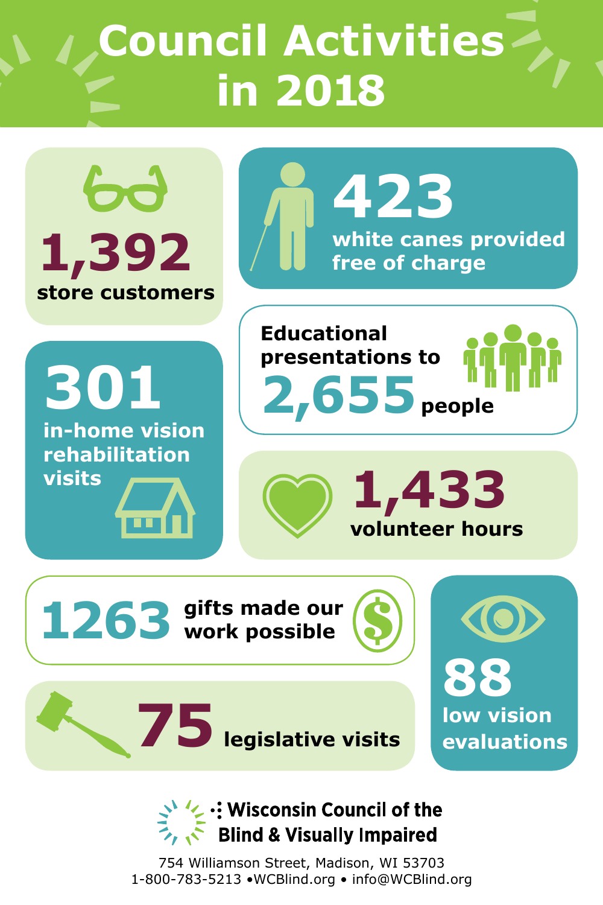# Council Activities in 2018

**1,392**
store customers

**423**
white canes provided free of charge

**301**
in-home vision rehabilitation visits

Educational presentations to **2,655** people

**1,433**
volunteer hours

**1263** gifts made our work possible

**75** legislative visits

**88**
low vision evaluations

**Wisconsin Council of the Blind & Visually Impaired**

754 Williamson Street, Madison, WI 53703
1-800-783-5213 •WCBlind.org • info@WCBlind.org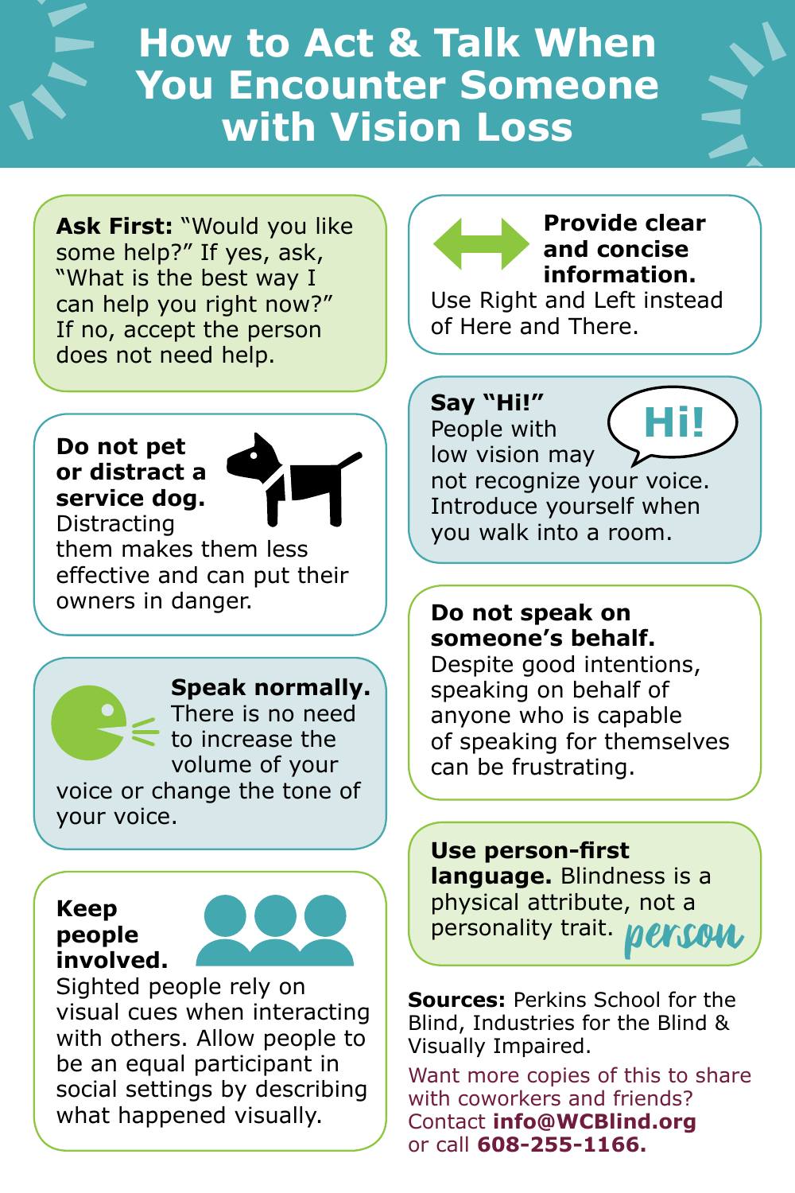# How to Act & Talk When You Encounter Someone with Vision Loss

**Ask First:** "Would you like some help?" If yes, ask, "What is the best way I can help you right now?" If no, accept the person does not need help.

**Do not pet or distract a service dog.** Distracting them makes them less effective and can put their owners in danger.

**Speak normally.** There is no need to increase the volume of your voice or change the tone of your voice.

**Keep people involved.** Sighted people rely on visual cues when interacting with others. Allow people to be an equal participant in social settings by describing what happened visually.

**Provide clear and concise information.** Use Right and Left instead of Here and There.

**Say "Hi!"** People with low vision may not recognize your voice. Introduce yourself when you walk into a room.

Hi!

**Do not speak on someone's behalf.** Despite good intentions, speaking on behalf of anyone who is capable of speaking for themselves can be frustrating.

**Use person-first language.** Blindness is a physical attribute, not a personality trait. *person*

**Sources:** Perkins School for the Blind, Industries for the Blind & Visually Impaired.

Want more copies of this to share with coworkers and friends? Contact **info@WCBlind.org** or call **608-255-1166.**